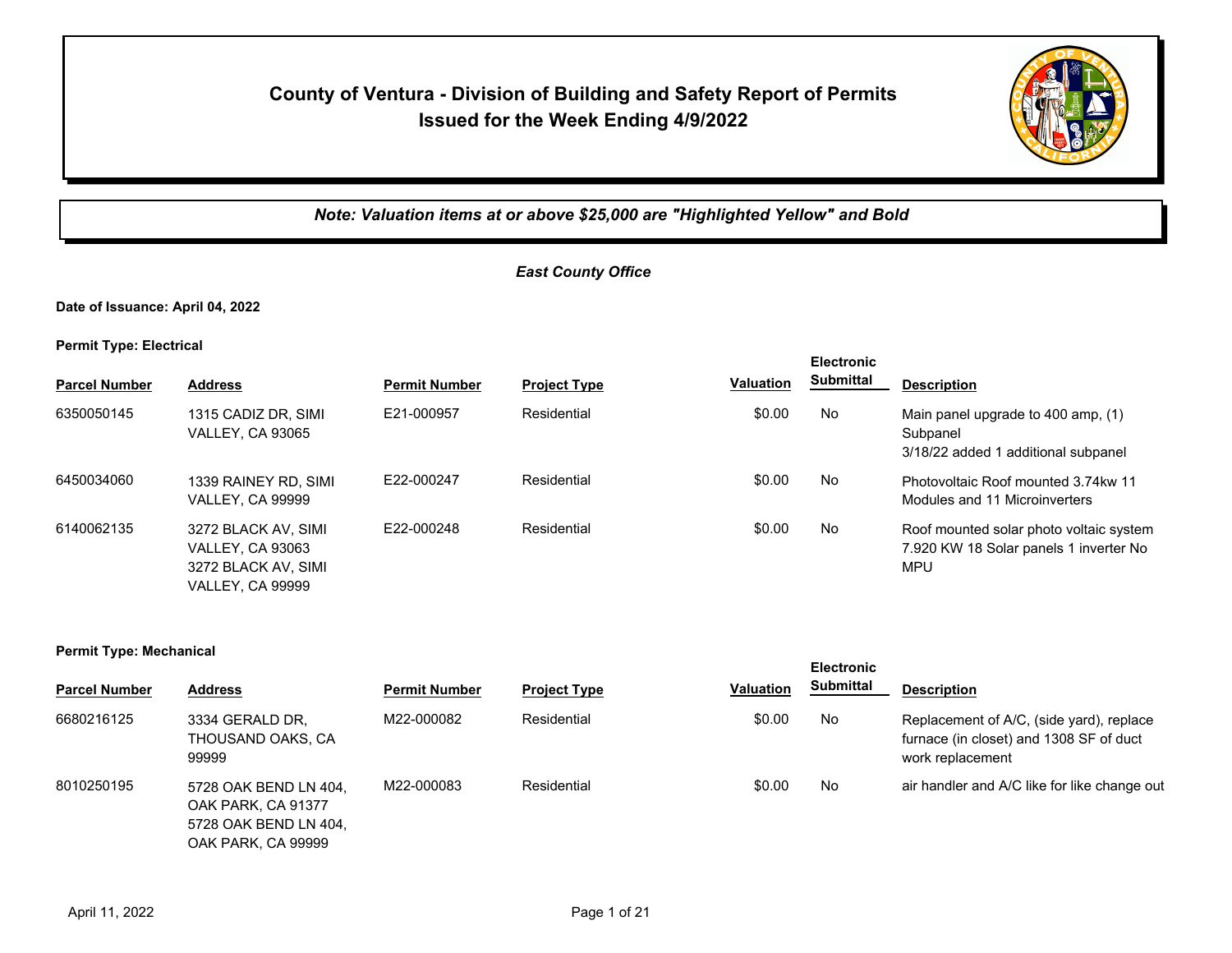# County of Ventura - Division of Building and Safety Report of Permits Issued for the Week Ending 4/9/2022

*Note: Valuation items at or above $25,000 are "Highlighted Yellow" and Bold*

## *East County Office*

**Date of Issuance: April 04, 2022**

**Permit Type: Electrical**

| Parcel Number | Address | Permit Number | Project Type | Valuation | Electronic Submittal | Description |
|---|---|---|---|---|---|---|
| 6350050145 | 1315 CADIZ DR, SIMI VALLEY, CA 93065 | E21-000957 | Residential | $0.00 | No | Main panel upgrade to 400 amp, (1) Subpanel<br>3/18/22 added 1 additional subpanel |
| 6450034060 | 1339 RAINEY RD, SIMI VALLEY, CA 99999 | E22-000247 | Residential | $0.00 | No | Photovoltaic Roof mounted 3.74kw 11 Modules and 11 Microinverters |
| 6140062135 | 3272 BLACK AV, SIMI VALLEY, CA 93063<br>3272 BLACK AV, SIMI VALLEY, CA 99999 | E22-000248 | Residential | $0.00 | No | Roof mounted solar photo voltaic system 7.920 KW 18 Solar panels 1 inverter No MPU |

**Permit Type: Mechanical**

| Parcel Number | Address | Permit Number | Project Type | Valuation | Electronic Submittal | Description |
|---|---|---|---|---|---|---|
| 6680216125 | 3334 GERALD DR, THOUSAND OAKS, CA 99999 | M22-000082 | Residential | $0.00 | No | Replacement of A/C, (side yard), replace furnace (in closet) and 1308 SF of duct work replacement |
| 8010250195 | 5728 OAK BEND LN 404, OAK PARK, CA 91377<br>5728 OAK BEND LN 404, OAK PARK, CA 99999 | M22-000083 | Residential | $0.00 | No | air handler and A/C like for like change out |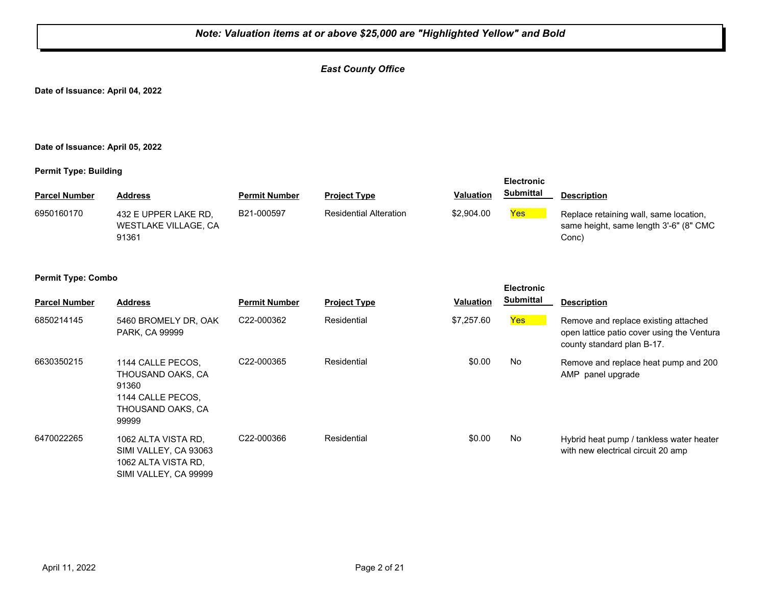***Note: Valuation items at or above $25,000 are "Highlighted Yellow" and Bold***

***East County Office***

**Date of Issuance: April 04, 2022**

**Date of Issuance: April 05, 2022**

**Permit Type: Building**

| Parcel Number | Address | Permit Number | Project Type | Valuation | Electronic Submittal | Description |
|---|---|---|---|---|---|---|
| 6950160170 | 432 E UPPER LAKE RD, WESTLAKE VILLAGE, CA 91361 | B21-000597 | Residential Alteration | $2,904.00 | Yes | Replace retaining wall, same location, same height, same length 3'-6" (8" CMC Conc) |

**Permit Type: Combo**

| Parcel Number | Address | Permit Number | Project Type | Valuation | Electronic Submittal | Description |
|---|---|---|---|---|---|---|
| 6850214145 | 5460 BROMELY DR, OAK PARK, CA 99999 | C22-000362 | Residential | $7,257.60 | Yes | Remove and replace existing attached open lattice patio cover using the Ventura county standard plan B-17. |
| 6630350215 | 1144 CALLE PECOS, THOUSAND OAKS, CA 91360<br>1144 CALLE PECOS, THOUSAND OAKS, CA 99999 | C22-000365 | Residential | $0.00 | No | Remove and replace heat pump and 200 AMP panel upgrade |
| 6470022265 | 1062 ALTA VISTA RD, SIMI VALLEY, CA 93063<br>1062 ALTA VISTA RD, SIMI VALLEY, CA 99999 | C22-000366 | Residential | $0.00 | No | Hybrid heat pump / tankless water heater with new electrical circuit 20 amp |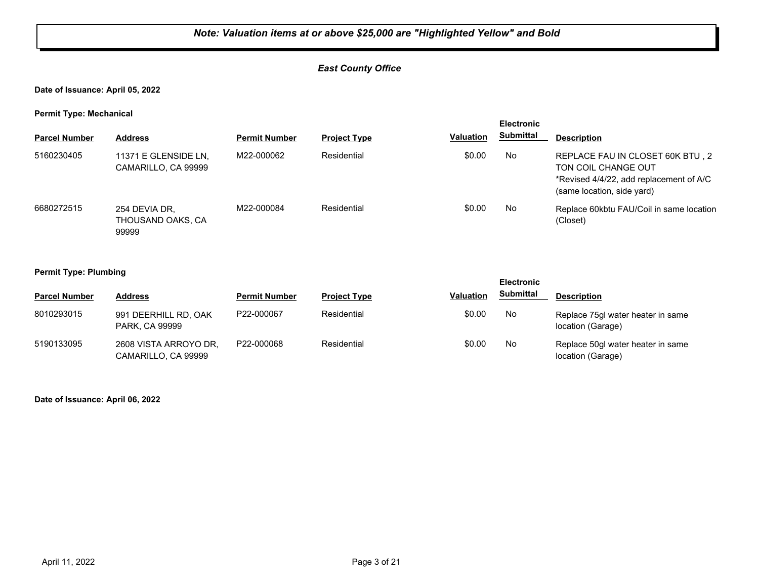***Note: Valuation items at or above $25,000 are "Highlighted Yellow" and Bold***

***East County Office***

**Date of Issuance: April 05, 2022**

**Permit Type: Mechanical**

| Parcel Number | Address | Permit Number | Project Type | Valuation | Electronic Submittal | Description |
|---|---|---|---|---|---|---|
| 5160230405 | 11371 E GLENSIDE LN, CAMARILLO, CA 99999 | M22-000062 | Residential | $0.00 | No | REPLACE FAU IN CLOSET 60K BTU , 2 TON COIL CHANGE OUT *Revised 4/4/22, add replacement of A/C (same location, side yard) |
| 6680272515 | 254 DEVIA DR, THOUSAND OAKS, CA 99999 | M22-000084 | Residential | $0.00 | No | Replace 60kbtu FAU/Coil in same location (Closet) |

**Permit Type: Plumbing**

| Parcel Number | Address | Permit Number | Project Type | Valuation | Electronic Submittal | Description |
|---|---|---|---|---|---|---|
| 8010293015 | 991 DEERHILL RD, OAK PARK, CA 99999 | P22-000067 | Residential | $0.00 | No | Replace 75gl water heater in same location (Garage) |
| 5190133095 | 2608 VISTA ARROYO DR, CAMARILLO, CA 99999 | P22-000068 | Residential | $0.00 | No | Replace 50gl water heater in same location (Garage) |

**Date of Issuance: April 06, 2022**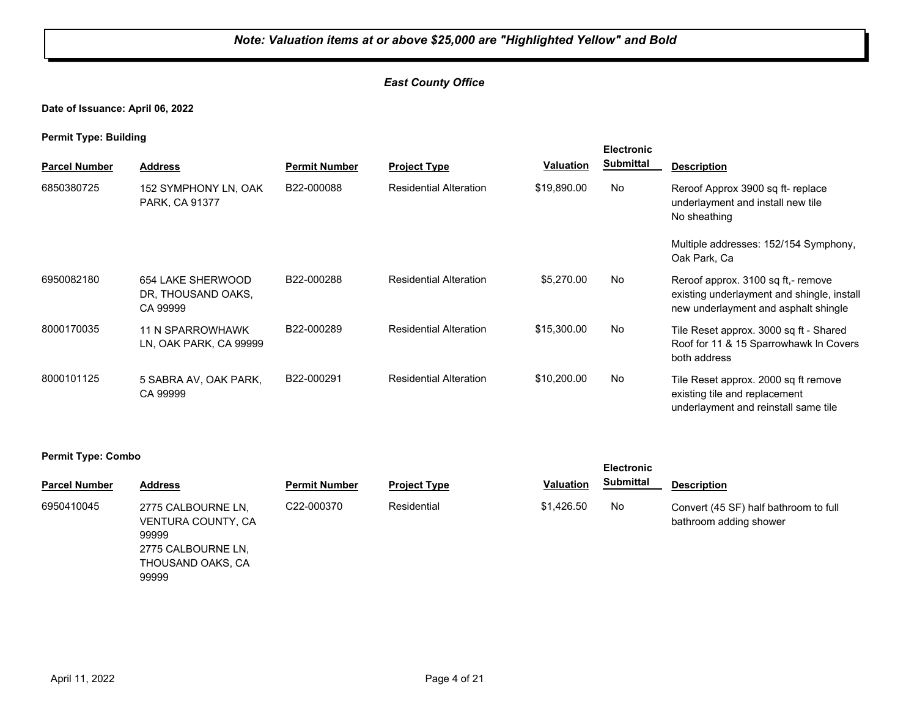***Note: Valuation items at or above $25,000 are "Highlighted Yellow" and Bold***

***East County Office***

**Date of Issuance: April 06, 2022**

**Permit Type: Building**

| Parcel Number | Address | Permit Number | Project Type | Valuation | Electronic Submittal | Description |
|---|---|---|---|---|---|---|
| 6850380725 | 152 SYMPHONY LN, OAK PARK, CA 91377 | B22-000088 | Residential Alteration | $19,890.00 | No | Reroof Approx 3900 sq ft- replace underlayment and install new tile<br>No sheathing<br><br>Multiple addresses: 152/154 Symphony, Oak Park, Ca |
| 6950082180 | 654 LAKE SHERWOOD DR, THOUSAND OAKS, CA 99999 | B22-000288 | Residential Alteration | $5,270.00 | No | Reroof approx. 3100 sq ft,- remove existing underlayment and shingle, install new underlayment and asphalt shingle |
| 8000170035 | 11 N SPARROWHAWK LN, OAK PARK, CA 99999 | B22-000289 | Residential Alteration | $15,300.00 | No | Tile Reset approx. 3000 sq ft - Shared Roof for 11 & 15 Sparrowhawk ln Covers both address |
| 8000101125 | 5 SABRA AV, OAK PARK, CA 99999 | B22-000291 | Residential Alteration | $10,200.00 | No | Tile Reset approx. 2000 sq ft remove existing tile and replacement underlayment and reinstall same tile |

**Permit Type: Combo**

| Parcel Number | Address | Permit Number | Project Type | Valuation | Electronic Submittal | Description |
|---|---|---|---|---|---|---|
| 6950410045 | 2775 CALBOURNE LN, VENTURA COUNTY, CA 99999<br>2775 CALBOURNE LN, THOUSAND OAKS, CA 99999 | C22-000370 | Residential | $1,426.50 | No | Convert (45 SF) half bathroom to full bathroom adding shower |

April 11, 2022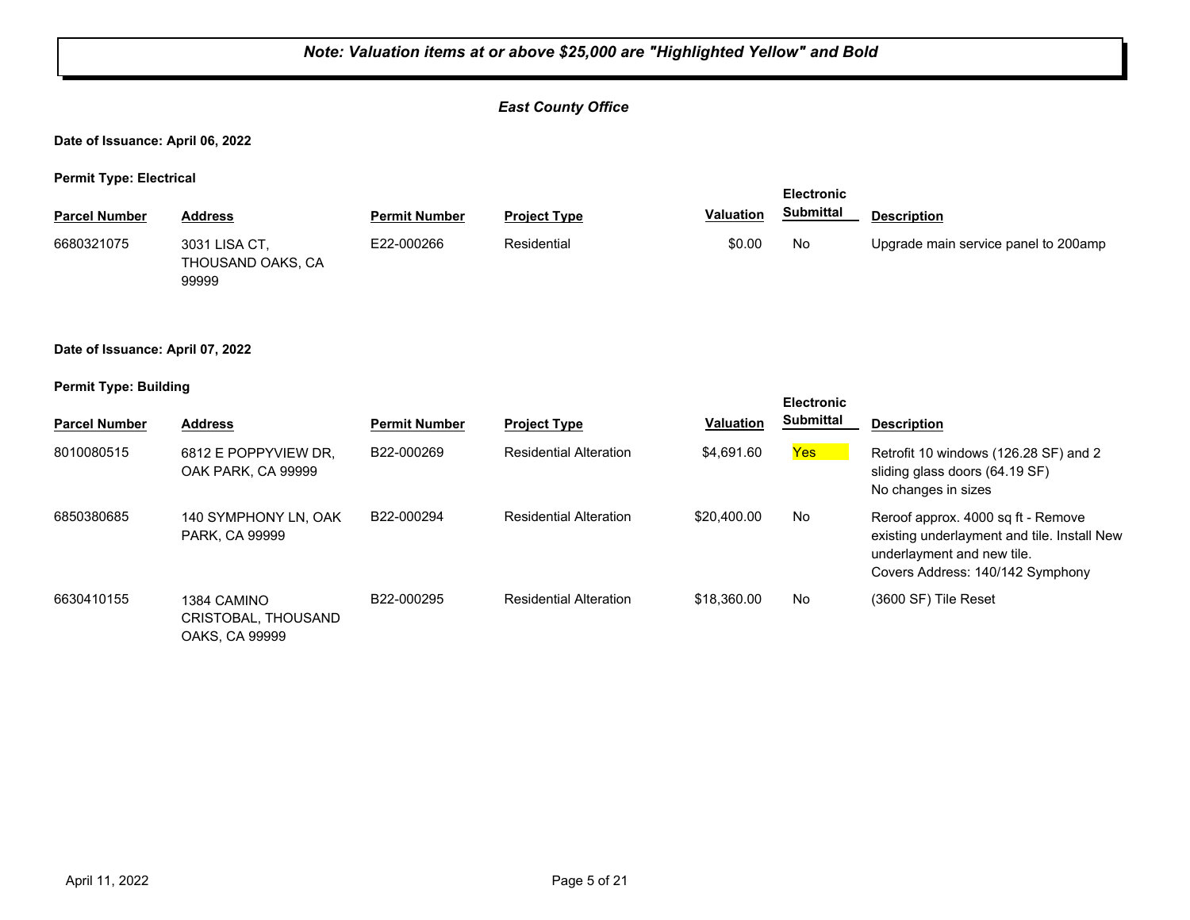***Note: Valuation items at or above $25,000 are "Highlighted Yellow" and Bold***

***East County Office***

**Date of Issuance: April 06, 2022**

**Permit Type: Electrical**

| Parcel Number | Address | Permit Number | Project Type | Valuation | Electronic Submittal | Description |
|---|---|---|---|---|---|---|
| 6680321075 | 3031 LISA CT, THOUSAND OAKS, CA 99999 | E22-000266 | Residential | $0.00 | No | Upgrade main service panel to 200amp |

**Date of Issuance: April 07, 2022**

**Permit Type: Building**

| Parcel Number | Address | Permit Number | Project Type | Valuation | Electronic Submittal | Description |
|---|---|---|---|---|---|---|
| 8010080515 | 6812 E POPPYVIEW DR, OAK PARK, CA 99999 | B22-000269 | Residential Alteration | $4,691.60 | Yes | Retrofit 10 windows (126.28 SF) and 2 sliding glass doors (64.19 SF)<br>No changes in sizes |
| 6850380685 | 140 SYMPHONY LN, OAK PARK, CA 99999 | B22-000294 | Residential Alteration | $20,400.00 | No | Reroof approx. 4000 sq ft - Remove existing underlayment and tile. Install New underlayment and new tile.<br>Covers Address: 140/142 Symphony |
| 6630410155 | 1384 CAMINO CRISTOBAL, THOUSAND OAKS, CA 99999 | B22-000295 | Residential Alteration | $18,360.00 | No | (3600 SF) Tile Reset |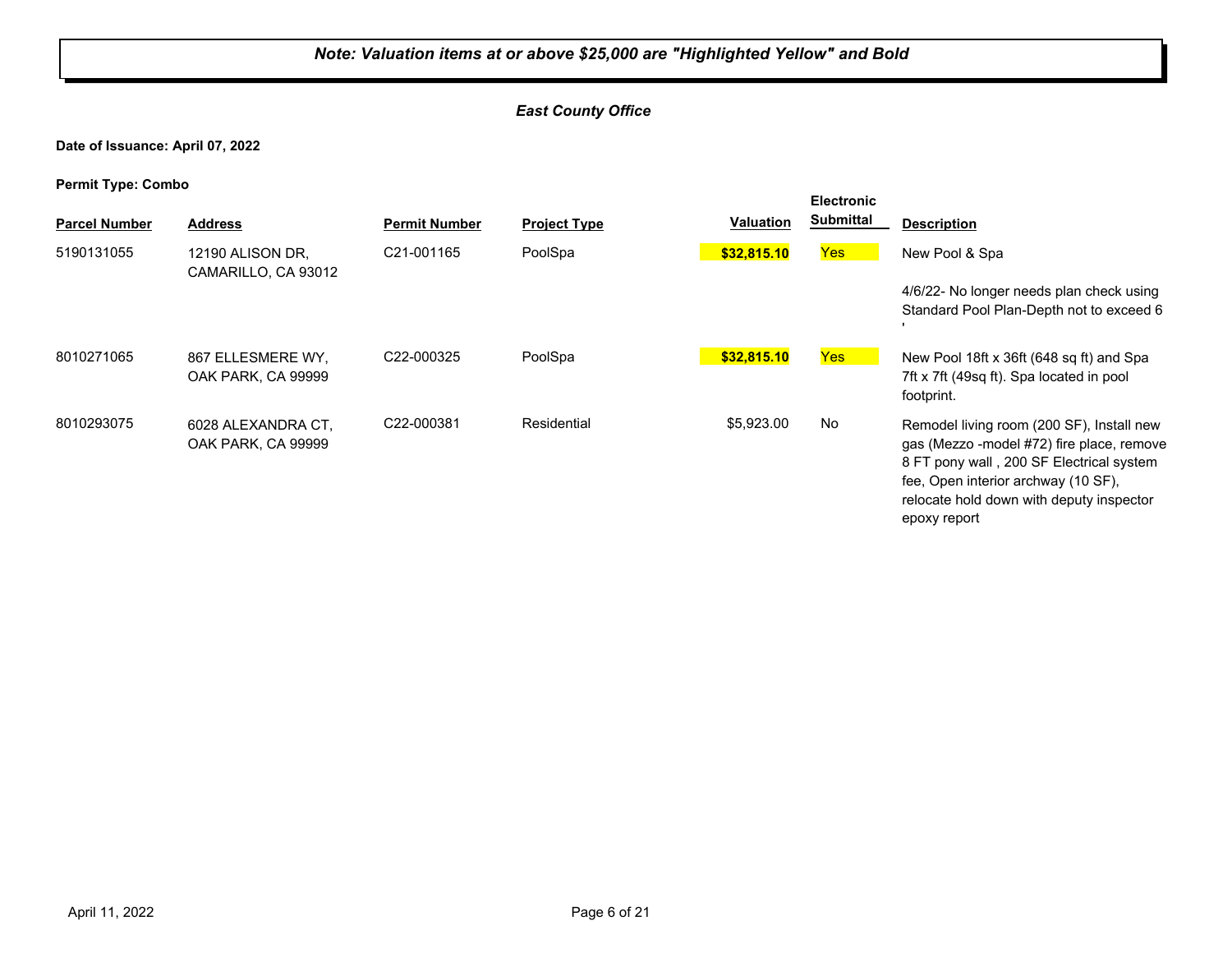***Note: Valuation items at or above $25,000 are "Highlighted Yellow" and Bold***

***East County Office***

**Date of Issuance: April 07, 2022**

**Permit Type: Combo**

| Parcel Number | Address | Permit Number | Project Type | Valuation | Electronic Submittal | Description |
|---|---|---|---|---|---|---|
| 5190131055 | 12190 ALISON DR, CAMARILLO, CA 93012 | C21-001165 | PoolSpa | **$32,815.10** | Yes | New Pool & Spa<br><br>4/6/22- No longer needs plan check using Standard Pool Plan-Depth not to exceed 6 ' |
| 8010271065 | 867 ELLESMERE WY, OAK PARK, CA 99999 | C22-000325 | PoolSpa | **$32,815.10** | Yes | New Pool 18ft x 36ft (648 sq ft) and Spa 7ft x 7ft (49sq ft). Spa located in pool footprint. |
| 8010293075 | 6028 ALEXANDRA CT, OAK PARK, CA 99999 | C22-000381 | Residential | $5,923.00 | No | Remodel living room (200 SF), Install new gas (Mezzo -model #72) fire place, remove 8 FT pony wall , 200 SF Electrical system fee, Open interior archway (10 SF), relocate hold down with deputy inspector epoxy report |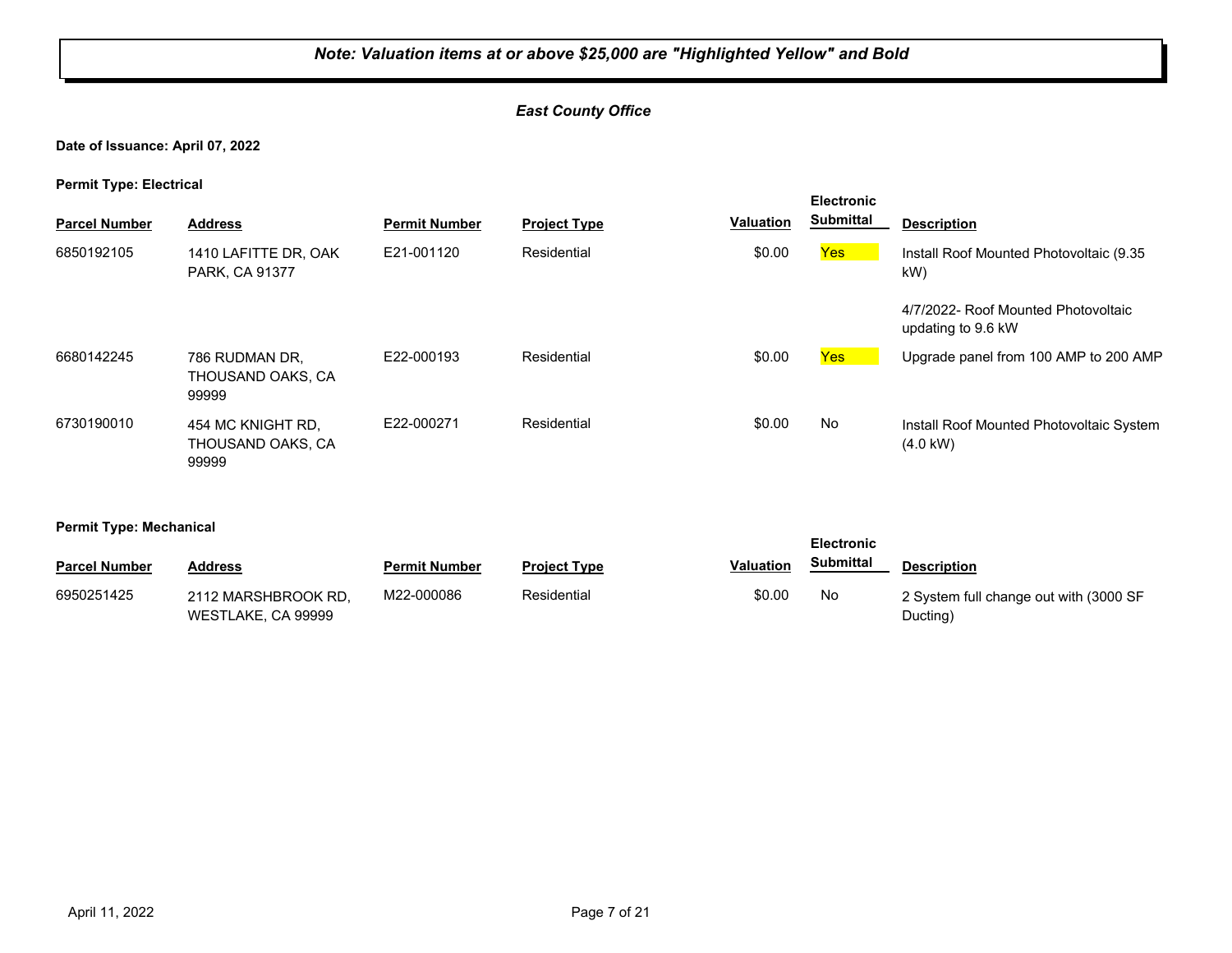***Note: Valuation items at or above $25,000 are "Highlighted Yellow" and Bold***

***East County Office***

**Date of Issuance: April 07, 2022**

**Permit Type: Electrical**

| Parcel Number | Address | Permit Number | Project Type | Valuation | Electronic Submittal | Description |
|---|---|---|---|---|---|---|
| 6850192105 | 1410 LAFITTE DR, OAK PARK, CA 91377 | E21-001120 | Residential | $0.00 | Yes | Install Roof Mounted Photovoltaic (9.35 kW)<br><br>4/7/2022- Roof Mounted Photovoltaic updating to 9.6 kW |
| 6680142245 | 786 RUDMAN DR, THOUSAND OAKS, CA 99999 | E22-000193 | Residential | $0.00 | Yes | Upgrade panel from 100 AMP to 200 AMP |
| 6730190010 | 454 MC KNIGHT RD, THOUSAND OAKS, CA 99999 | E22-000271 | Residential | $0.00 | No | Install Roof Mounted Photovoltaic System (4.0 kW) |

**Permit Type: Mechanical**

| Parcel Number | Address | Permit Number | Project Type | Valuation | Electronic Submittal | Description |
|---|---|---|---|---|---|---|
| 6950251425 | 2112 MARSHBROOK RD, WESTLAKE, CA 99999 | M22-000086 | Residential | $0.00 | No | 2 System full change out with (3000 SF Ducting) |

April 11, 2022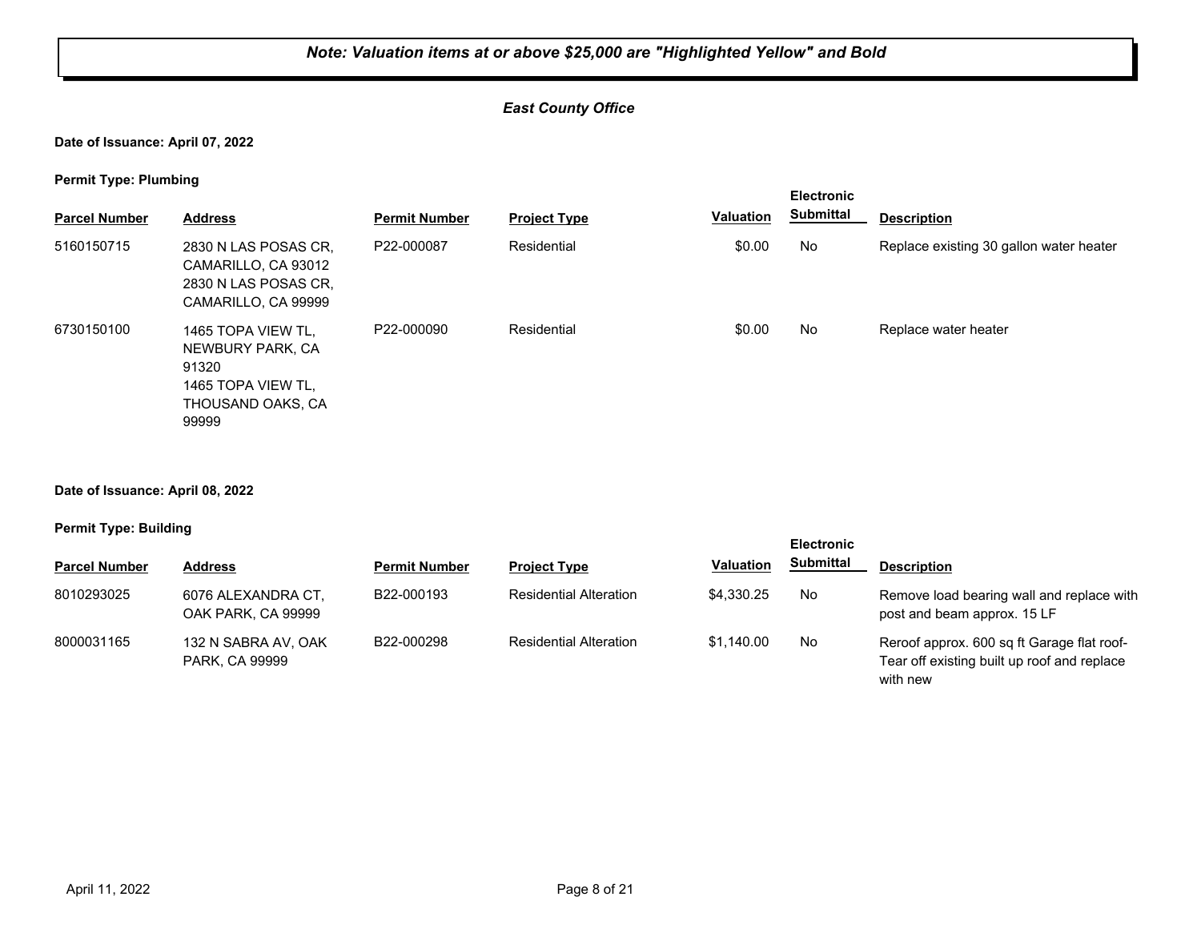***Note: Valuation items at or above $25,000 are "Highlighted Yellow" and Bold***

## *East County Office*

**Date of Issuance: April 07, 2022**

**Permit Type: Plumbing**

| Parcel Number | Address | Permit Number | Project Type | Valuation | Electronic Submittal | Description |
|---|---|---|---|---|---|---|
| 5160150715 | 2830 N LAS POSAS CR, CAMARILLO, CA 93012 2830 N LAS POSAS CR, CAMARILLO, CA 99999 | P22-000087 | Residential | $0.00 | No | Replace existing 30 gallon water heater |
| 6730150100 | 1465 TOPA VIEW TL, NEWBURY PARK, CA 91320 1465 TOPA VIEW TL, THOUSAND OAKS, CA 99999 | P22-000090 | Residential | $0.00 | No | Replace water heater |

**Date of Issuance: April 08, 2022**

**Permit Type: Building**

| Parcel Number | Address | Permit Number | Project Type | Valuation | Electronic Submittal | Description |
|---|---|---|---|---|---|---|
| 8010293025 | 6076 ALEXANDRA CT, OAK PARK, CA 99999 | B22-000193 | Residential Alteration | $4,330.25 | No | Remove load bearing wall and replace with post and beam approx. 15 LF |
| 8000031165 | 132 N SABRA AV, OAK PARK, CA 99999 | B22-000298 | Residential Alteration | $1,140.00 | No | Reroof approx. 600 sq ft Garage flat roof- Tear off existing built up roof and replace with new |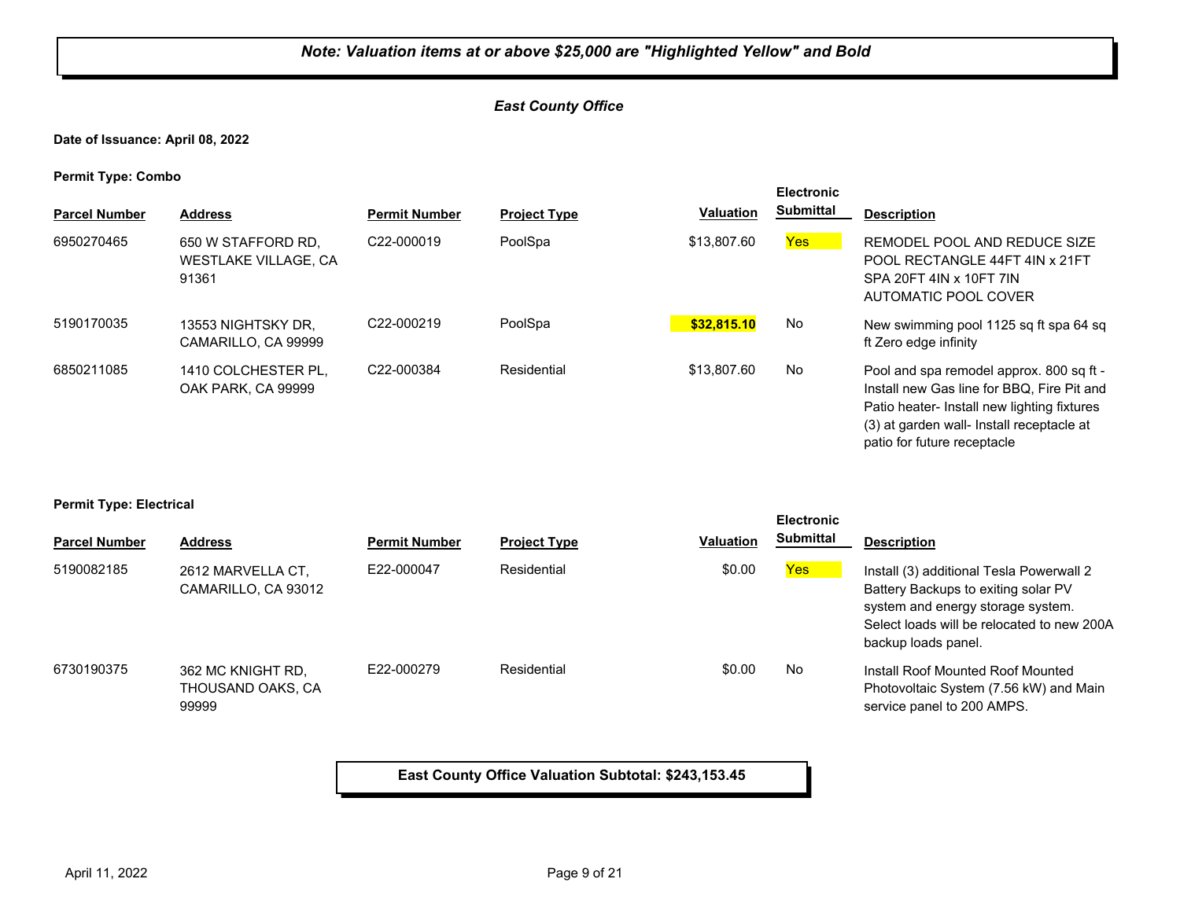**Note: Valuation items at or above $25,000 are "Highlighted Yellow" and Bold**

***East County Office***

**Date of Issuance: April 08, 2022**

**Permit Type: Combo**

| Parcel Number | Address | Permit Number | Project Type | Valuation | Electronic Submittal | Description |
|---|---|---|---|---|---|---|
| 6950270465 | 650 W STAFFORD RD, WESTLAKE VILLAGE, CA 91361 | C22-000019 | PoolSpa | $13,807.60 | Yes | REMODEL POOL AND REDUCE SIZE POOL RECTANGLE 44FT 4IN x 21FT SPA 20FT 4IN x 10FT 7IN AUTOMATIC POOL COVER |
| 5190170035 | 13553 NIGHTSKY DR, CAMARILLO, CA 99999 | C22-000219 | PoolSpa | **$32,815.10** | No | New swimming pool 1125 sq ft spa 64 sq ft Zero edge infinity |
| 6850211085 | 1410 COLCHESTER PL, OAK PARK, CA 99999 | C22-000384 | Residential | $13,807.60 | No | Pool and spa remodel approx. 800 sq ft - Install new Gas line for BBQ, Fire Pit and Patio heater- Install new lighting fixtures (3) at garden wall- Install receptacle at patio for future receptacle |

**Permit Type: Electrical**

| Parcel Number | Address | Permit Number | Project Type | Valuation | Electronic Submittal | Description |
|---|---|---|---|---|---|---|
| 5190082185 | 2612 MARVELLA CT, CAMARILLO, CA 93012 | E22-000047 | Residential | $0.00 | Yes | Install (3) additional Tesla Powerwall 2 Battery Backups to exiting solar PV system and energy storage system. Select loads will be relocated to new 200A backup loads panel. |
| 6730190375 | 362 MC KNIGHT RD, THOUSAND OAKS, CA 99999 | E22-000279 | Residential | $0.00 | No | Install Roof Mounted Roof Mounted Photovoltaic System (7.56 kW) and Main service panel to 200 AMPS. |

**East County Office Valuation Subtotal: $243,153.45**

April 11, 2022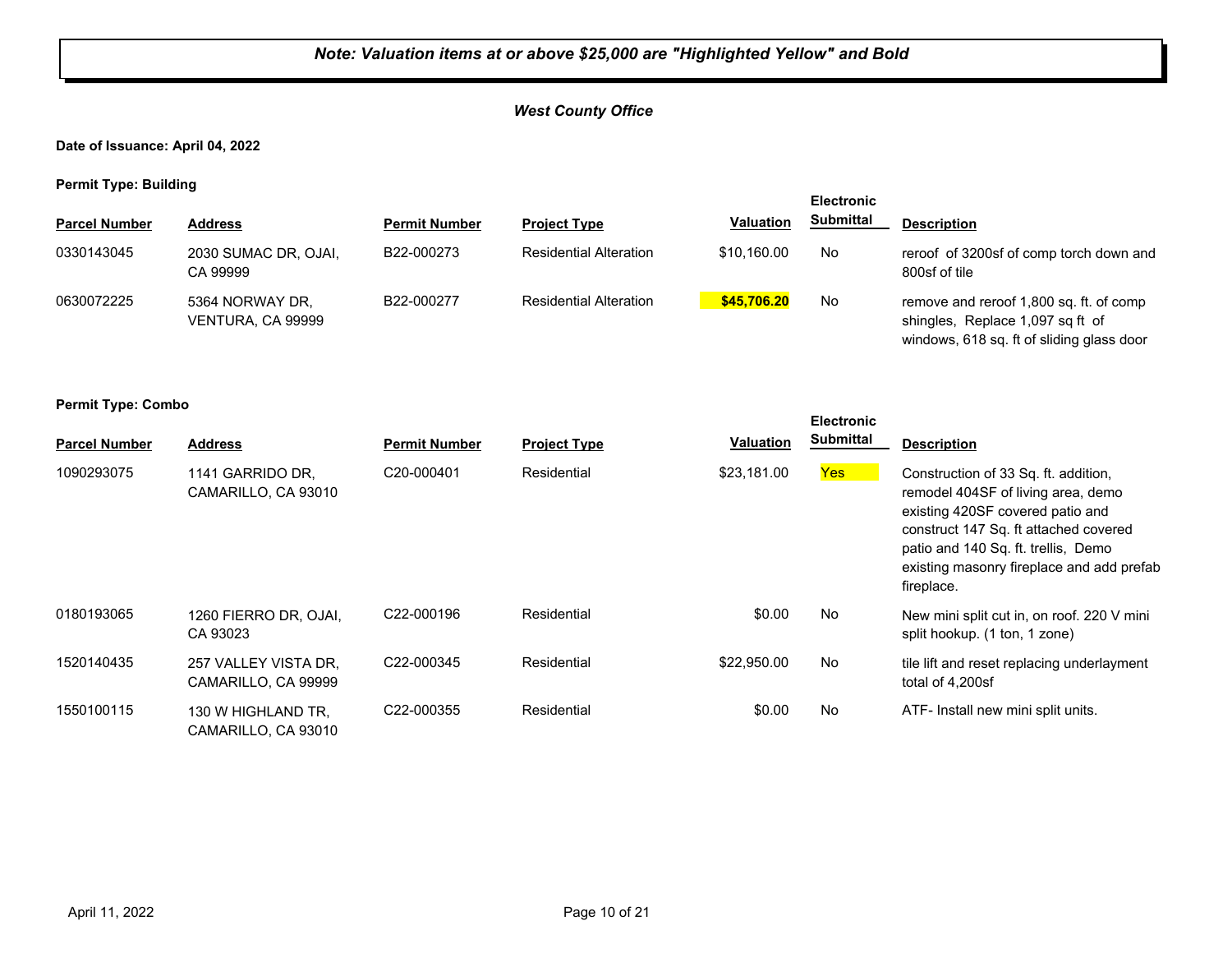***Note: Valuation items at or above $25,000 are "Highlighted Yellow" and Bold***

***West County Office***

**Date of Issuance: April 04, 2022**

**Permit Type: Building**

| Parcel Number | Address | Permit Number | Project Type | Valuation | Electronic Submittal | Description |
|---|---|---|---|---|---|---|
| 0330143045 | 2030 SUMAC DR, OJAI, CA 99999 | B22-000273 | Residential Alteration | $10,160.00 | No | reroof of 3200sf of comp torch down and 800sf of tile |
| 0630072225 | 5364 NORWAY DR, VENTURA, CA 99999 | B22-000277 | Residential Alteration | **$45,706.20** | No | remove and reroof 1,800 sq. ft. of comp shingles, Replace 1,097 sq ft of windows, 618 sq. ft of sliding glass door |

**Permit Type: Combo**

| Parcel Number | Address | Permit Number | Project Type | Valuation | Electronic Submittal | Description |
|---|---|---|---|---|---|---|
| 1090293075 | 1141 GARRIDO DR, CAMARILLO, CA 93010 | C20-000401 | Residential | $23,181.00 | Yes | Construction of 33 Sq. ft. addition, remodel 404SF of living area, demo existing 420SF covered patio and construct 147 Sq. ft attached covered patio and 140 Sq. ft. trellis, Demo existing masonry fireplace and add prefab fireplace. |
| 0180193065 | 1260 FIERRO DR, OJAI, CA 93023 | C22-000196 | Residential | $0.00 | No | New mini split cut in, on roof. 220 V mini split hookup. (1 ton, 1 zone) |
| 1520140435 | 257 VALLEY VISTA DR, CAMARILLO, CA 99999 | C22-000345 | Residential | $22,950.00 | No | tile lift and reset replacing underlayment total of 4,200sf |
| 1550100115 | 130 W HIGHLAND TR, CAMARILLO, CA 93010 | C22-000355 | Residential | $0.00 | No | ATF- Install new mini split units. |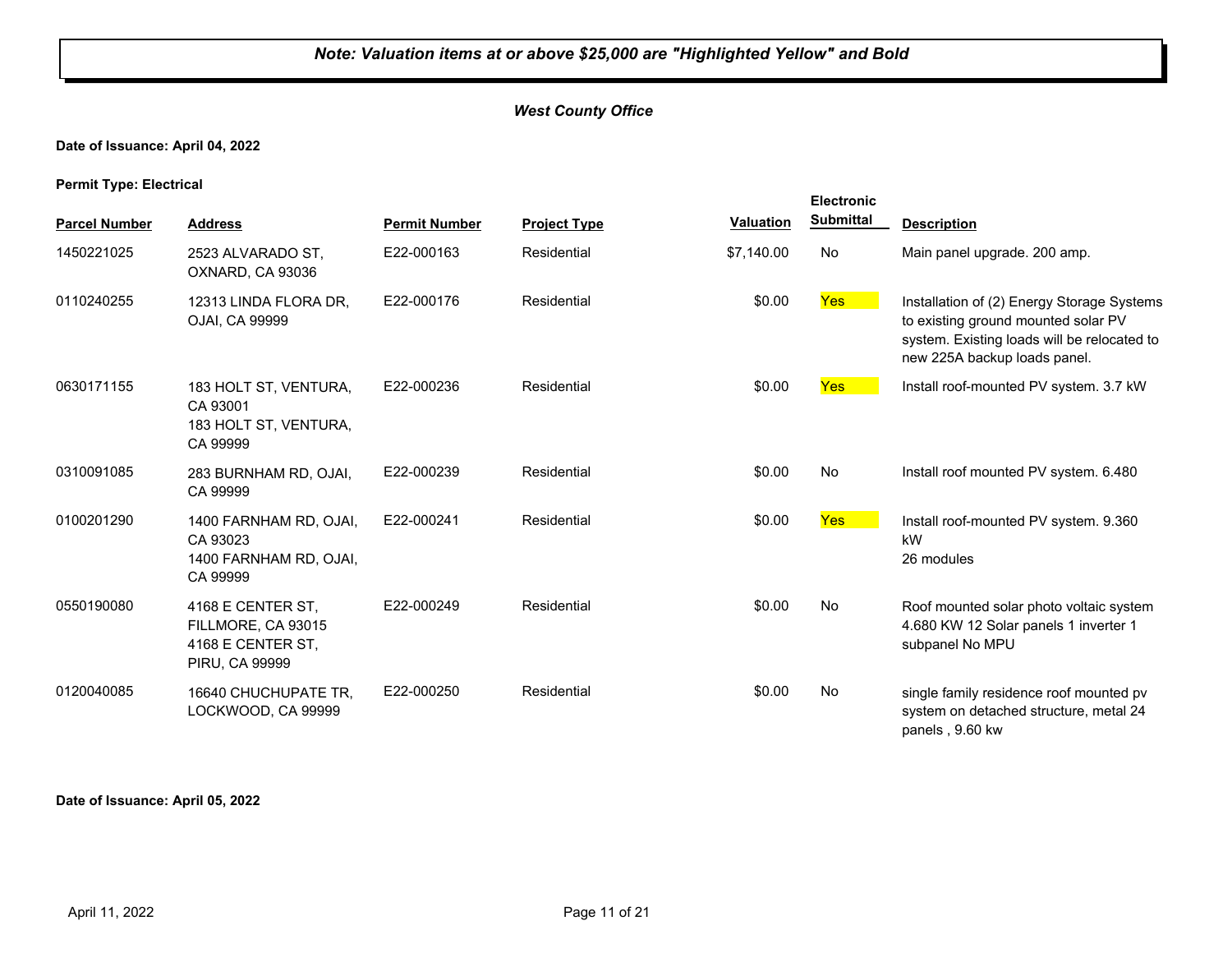***Note: Valuation items at or above $25,000 are "Highlighted Yellow" and Bold***

***West County Office***

**Date of Issuance: April 04, 2022**

**Permit Type: Electrical**

| Parcel Number | Address | Permit Number | Project Type | Valuation | Electronic Submittal | Description |
|---|---|---|---|---|---|---|
| 1450221025 | 2523 ALVARADO ST, OXNARD, CA 93036 | E22-000163 | Residential | $7,140.00 | No | Main panel upgrade. 200 amp. |
| 0110240255 | 12313 LINDA FLORA DR, OJAI, CA 99999 | E22-000176 | Residential | $0.00 | Yes | Installation of (2) Energy Storage Systems to existing ground mounted solar PV system. Existing loads will be relocated to new 225A backup loads panel. |
| 0630171155 | 183 HOLT ST, VENTURA, CA 93001<br>183 HOLT ST, VENTURA, CA 99999 | E22-000236 | Residential | $0.00 | Yes | Install roof-mounted PV system. 3.7 kW |
| 0310091085 | 283 BURNHAM RD, OJAI, CA 99999 | E22-000239 | Residential | $0.00 | No | Install roof mounted PV system. 6.480 |
| 0100201290 | 1400 FARNHAM RD, OJAI, CA 93023<br>1400 FARNHAM RD, OJAI, CA 99999 | E22-000241 | Residential | $0.00 | Yes | Install roof-mounted PV system. 9.360 kW<br>26 modules |
| 0550190080 | 4168 E CENTER ST, FILLMORE, CA 93015<br>4168 E CENTER ST, PIRU, CA 99999 | E22-000249 | Residential | $0.00 | No | Roof mounted solar photo voltaic system 4.680 KW 12 Solar panels 1 inverter 1 subpanel No MPU |
| 0120040085 | 16640 CHUCHUPATE TR, LOCKWOOD, CA 99999 | E22-000250 | Residential | $0.00 | No | single family residence roof mounted pv system on detached structure, metal 24 panels , 9.60 kw |

**Date of Issuance: April 05, 2022**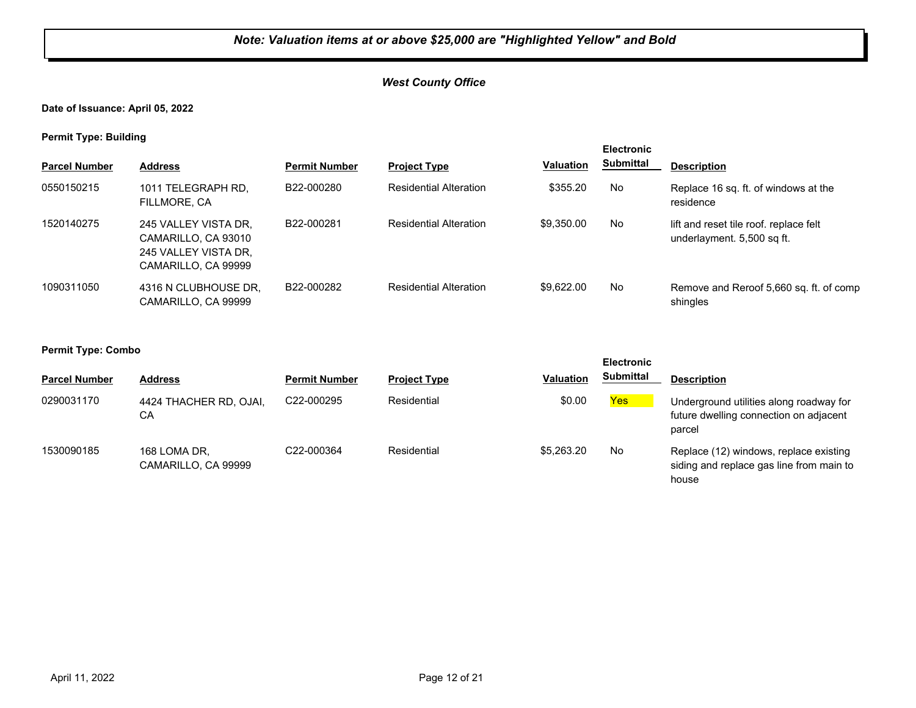***Note: Valuation items at or above $25,000 are "Highlighted Yellow" and Bold***

***West County Office***

**Date of Issuance: April 05, 2022**

**Permit Type: Building**

| Parcel Number | Address | Permit Number | Project Type | Valuation | Electronic Submittal | Description |
|---|---|---|---|---|---|---|
| 0550150215 | 1011 TELEGRAPH RD, FILLMORE, CA | B22-000280 | Residential Alteration | $355.20 | No | Replace 16 sq. ft. of windows at the residence |
| 1520140275 | 245 VALLEY VISTA DR, CAMARILLO, CA 93010 245 VALLEY VISTA DR, CAMARILLO, CA 99999 | B22-000281 | Residential Alteration | $9,350.00 | No | lift and reset tile roof. replace felt underlayment. 5,500 sq ft. |
| 1090311050 | 4316 N CLUBHOUSE DR, CAMARILLO, CA 99999 | B22-000282 | Residential Alteration | $9,622.00 | No | Remove and Reroof 5,660 sq. ft. of comp shingles |

**Permit Type: Combo**

| Parcel Number | Address | Permit Number | Project Type | Valuation | Electronic Submittal | Description |
|---|---|---|---|---|---|---|
| 0290031170 | 4424 THACHER RD, OJAI, CA | C22-000295 | Residential | $0.00 | Yes | Underground utilities along roadway for future dwelling connection on adjacent parcel |
| 1530090185 | 168 LOMA DR, CAMARILLO, CA 99999 | C22-000364 | Residential | $5,263.20 | No | Replace (12) windows, replace existing siding and replace gas line from main to house |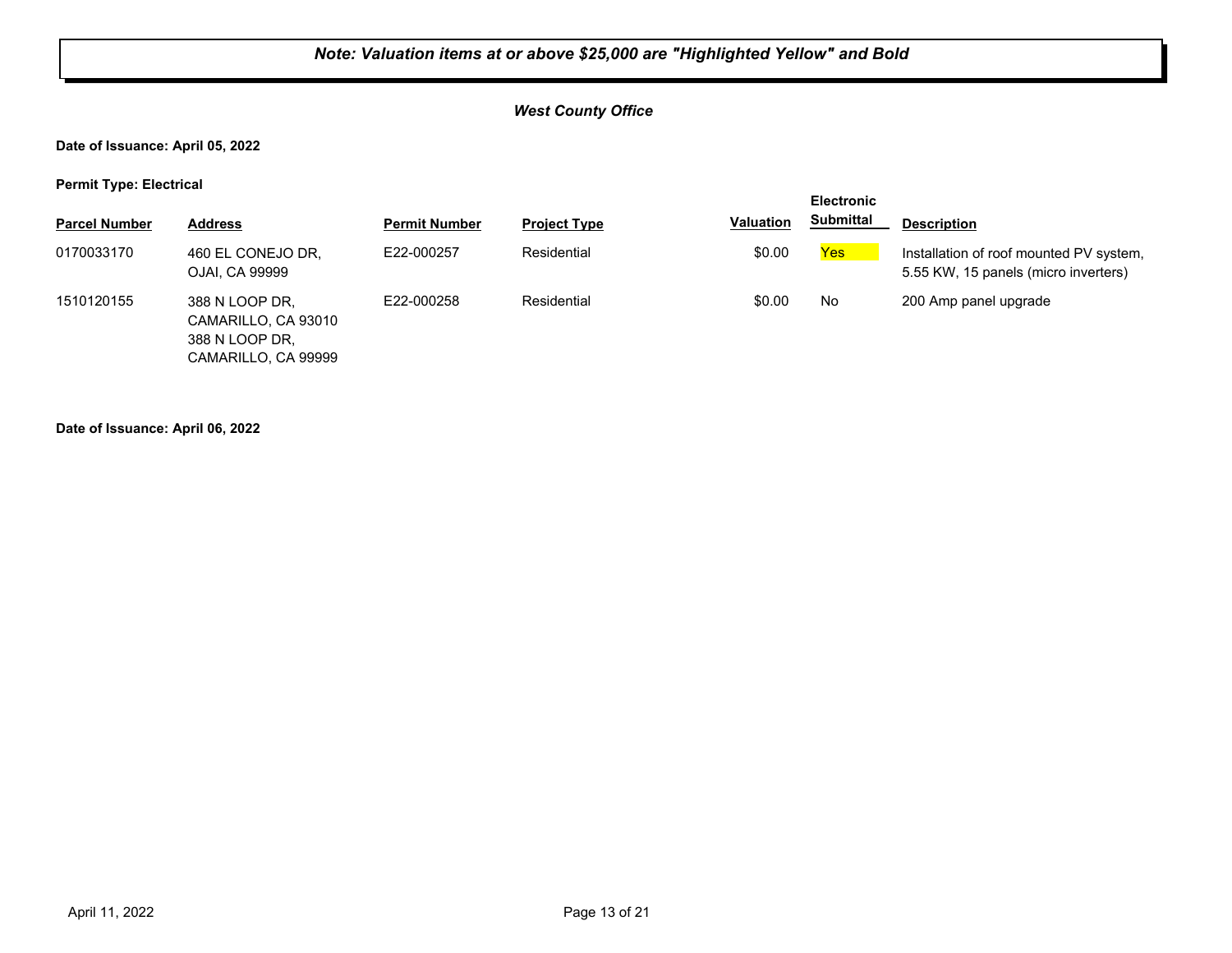***Note: Valuation items at or above $25,000 are "Highlighted Yellow" and Bold***

***West County Office***

**Date of Issuance: April 05, 2022**

**Permit Type: Electrical**

| Parcel Number | Address | Permit Number | Project Type | Valuation | Electronic Submittal | Description |
|---|---|---|---|---|---|---|
| 0170033170 | 460 EL CONEJO DR, OJAI, CA 99999 | E22-000257 | Residential | $0.00 | Yes | Installation of roof mounted PV system, 5.55 KW, 15 panels (micro inverters) |
| 1510120155 | 388 N LOOP DR, CAMARILLO, CA 93010 388 N LOOP DR, CAMARILLO, CA 99999 | E22-000258 | Residential | $0.00 | No | 200 Amp panel upgrade |

**Date of Issuance: April 06, 2022**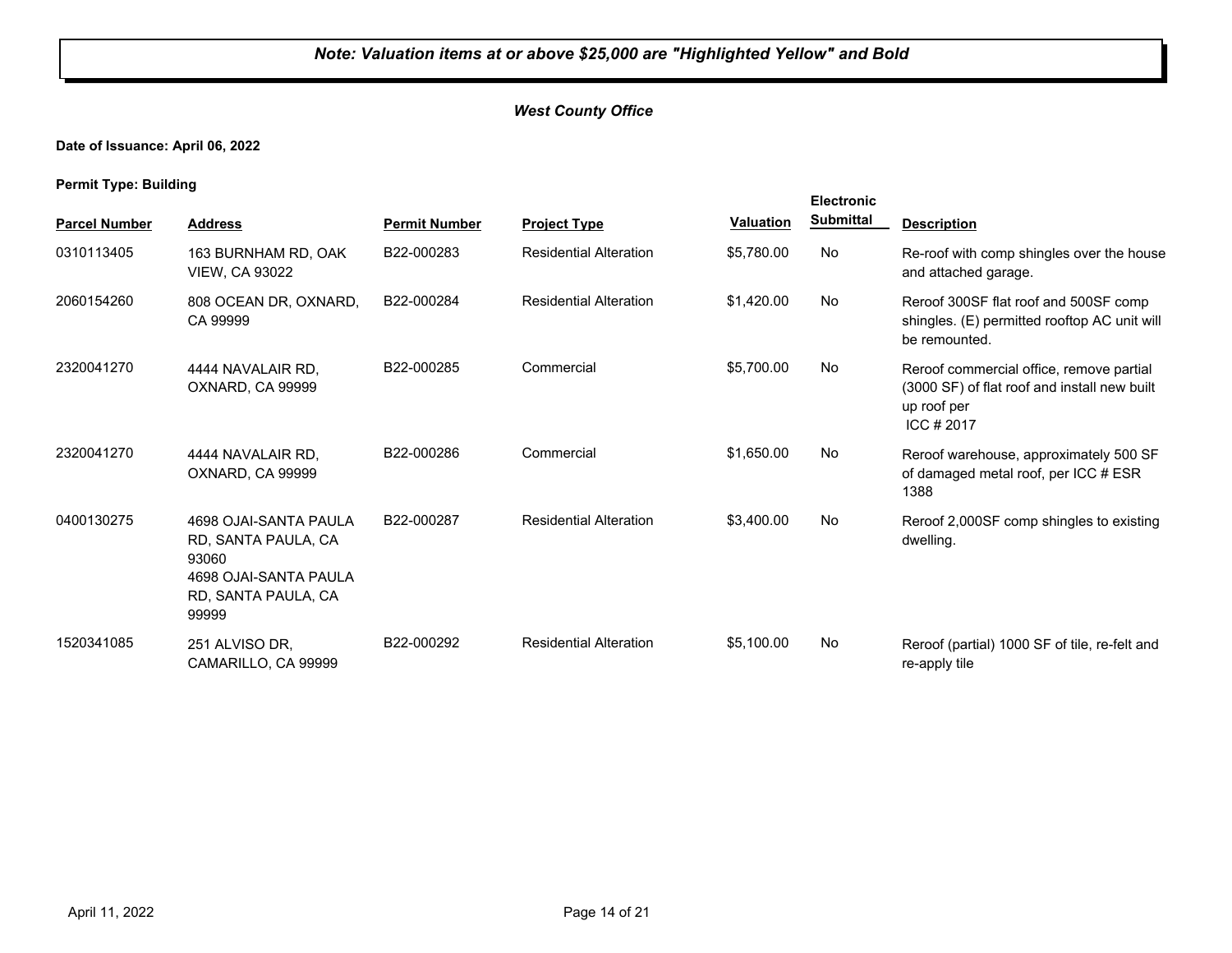***Note: Valuation items at or above $25,000 are "Highlighted Yellow" and Bold***

***West County Office***

**Date of Issuance: April 06, 2022**

**Permit Type: Building**

| Parcel Number | Address | Permit Number | Project Type | Valuation | Electronic Submittal | Description |
|---|---|---|---|---|---|---|
| 0310113405 | 163 BURNHAM RD, OAK VIEW, CA 93022 | B22-000283 | Residential Alteration | $5,780.00 | No | Re-roof with comp shingles over the house and attached garage. |
| 2060154260 | 808 OCEAN DR, OXNARD, CA 99999 | B22-000284 | Residential Alteration | $1,420.00 | No | Reroof 300SF flat roof and 500SF comp shingles. (E) permitted rooftop AC unit will be remounted. |
| 2320041270 | 4444 NAVALAIR RD, OXNARD, CA 99999 | B22-000285 | Commercial | $5,700.00 | No | Reroof commercial office, remove partial (3000 SF) of flat roof and install new built up roof per ICC # 2017 |
| 2320041270 | 4444 NAVALAIR RD, OXNARD, CA 99999 | B22-000286 | Commercial | $1,650.00 | No | Reroof warehouse, approximately 500 SF of damaged metal roof, per ICC # ESR 1388 |
| 0400130275 | 4698 OJAI-SANTA PAULA RD, SANTA PAULA, CA 93060<br>4698 OJAI-SANTA PAULA RD, SANTA PAULA, CA 99999 | B22-000287 | Residential Alteration | $3,400.00 | No | Reroof 2,000SF comp shingles to existing dwelling. |
| 1520341085 | 251 ALVISO DR, CAMARILLO, CA 99999 | B22-000292 | Residential Alteration | $5,100.00 | No | Reroof (partial) 1000 SF of tile, re-felt and re-apply tile |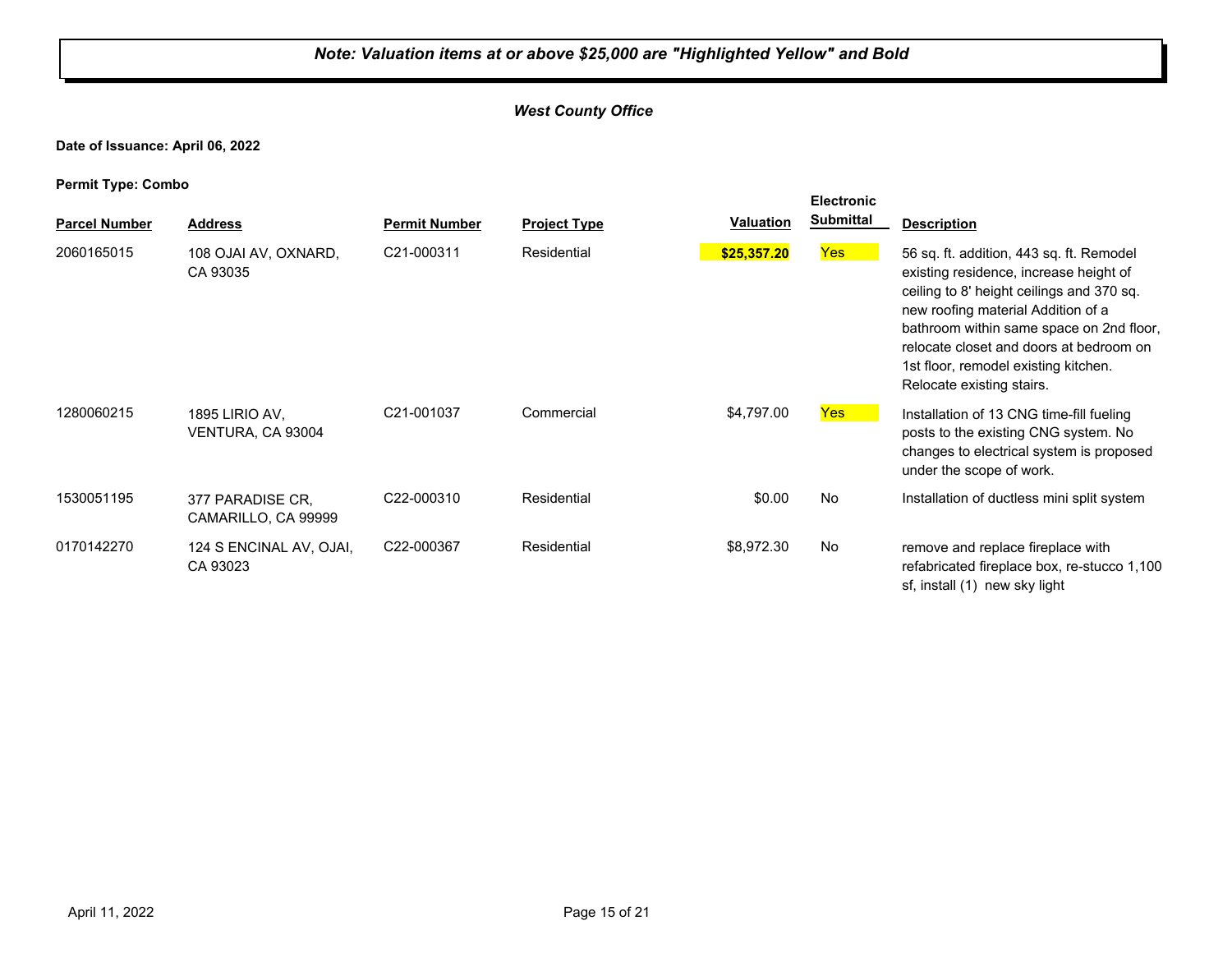*Note: Valuation items at or above $25,000 are "Highlighted Yellow" and Bold*

***West County Office***

**Date of Issuance: April 06, 2022**

**Permit Type: Combo**

| Parcel Number | Address | Permit Number | Project Type | Valuation | Electronic Submittal | Description |
|---|---|---|---|---|---|---|
| 2060165015 | 108 OJAI AV, OXNARD, CA 93035 | C21-000311 | Residential | **$25,357.20** | Yes | 56 sq. ft. addition, 443 sq. ft. Remodel existing residence, increase height of ceiling to 8' height ceilings and 370 sq. new roofing material Addition of a bathroom within same space on 2nd floor, relocate closet and doors at bedroom on 1st floor, remodel existing kitchen. Relocate existing stairs. |
| 1280060215 | 1895 LIRIO AV, VENTURA, CA 93004 | C21-001037 | Commercial | $4,797.00 | Yes | Installation of 13 CNG time-fill fueling posts to the existing CNG system. No changes to electrical system is proposed under the scope of work. |
| 1530051195 | 377 PARADISE CR, CAMARILLO, CA 99999 | C22-000310 | Residential | $0.00 | No | Installation of ductless mini split system |
| 0170142270 | 124 S ENCINAL AV, OJAI, CA 93023 | C22-000367 | Residential | $8,972.30 | No | remove and replace fireplace with refabricated fireplace box, re-stucco 1,100 sf, install (1) new sky light |

April 11, 2022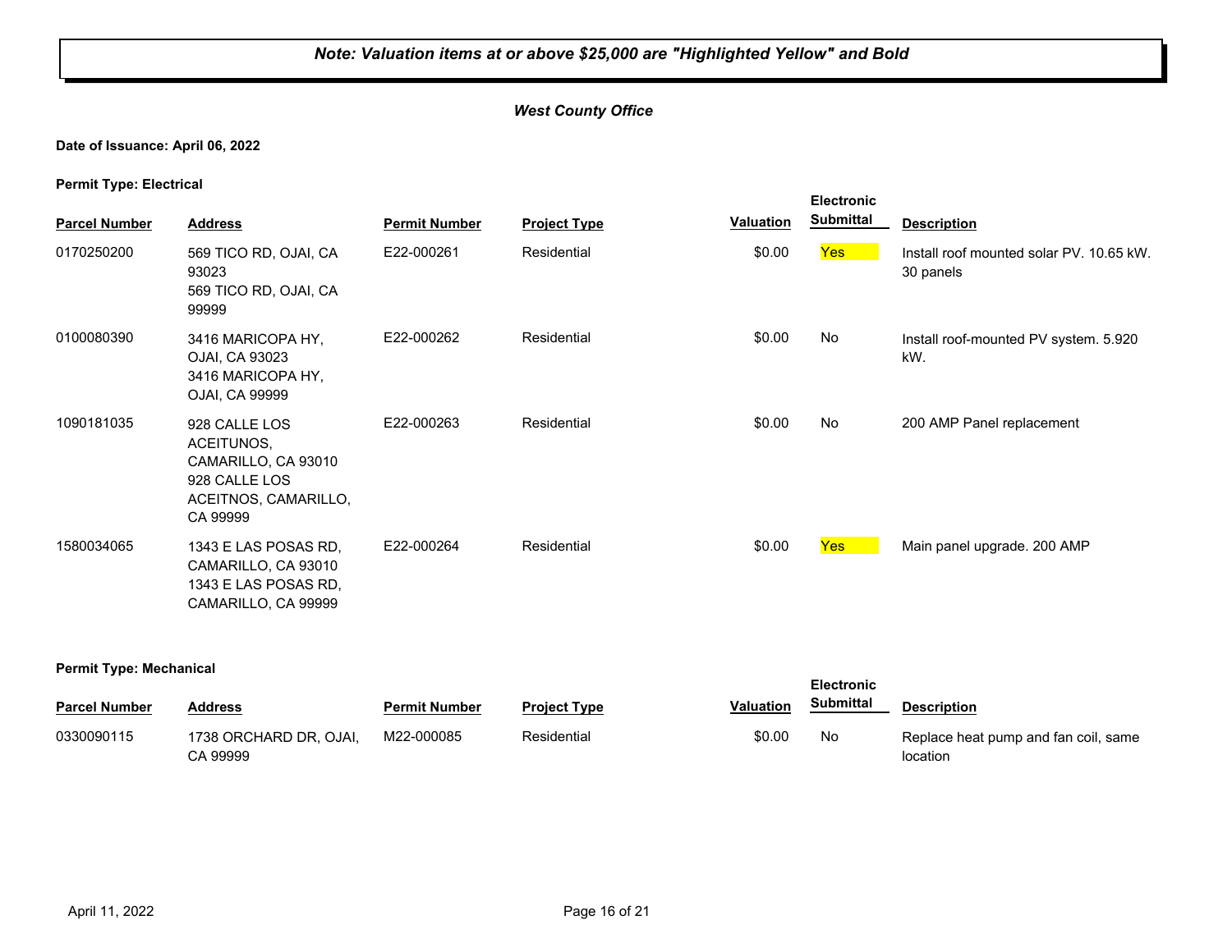*Note: Valuation items at or above $25,000 are "Highlighted Yellow" and Bold*

*West County Office*

**Date of Issuance: April 06, 2022**

**Permit Type: Electrical**

| Parcel Number | Address | Permit Number | Project Type | Valuation | Electronic Submittal | Description |
|---|---|---|---|---|---|---|
| 0170250200 | 569 TICO RD, OJAI, CA 93023 569 TICO RD, OJAI, CA 99999 | E22-000261 | Residential | $0.00 | Yes | Install roof mounted solar PV. 10.65 kW. 30 panels |
| 0100080390 | 3416 MARICOPA HY, OJAI, CA 93023 3416 MARICOPA HY, OJAI, CA 99999 | E22-000262 | Residential | $0.00 | No | Install roof-mounted PV system. 5.920 kW. |
| 1090181035 | 928 CALLE LOS ACEITUNOS, CAMARILLO, CA 93010 928 CALLE LOS ACEITNOS, CAMARILLO, CA 99999 | E22-000263 | Residential | $0.00 | No | 200 AMP Panel replacement |
| 1580034065 | 1343 E LAS POSAS RD, CAMARILLO, CA 93010 1343 E LAS POSAS RD, CAMARILLO, CA 99999 | E22-000264 | Residential | $0.00 | Yes | Main panel upgrade. 200 AMP |

**Permit Type: Mechanical**

| Parcel Number | Address | Permit Number | Project Type | Valuation | Electronic Submittal | Description |
|---|---|---|---|---|---|---|
| 0330090115 | 1738 ORCHARD DR, OJAI, CA 99999 | M22-000085 | Residential | $0.00 | No | Replace heat pump and fan coil, same location |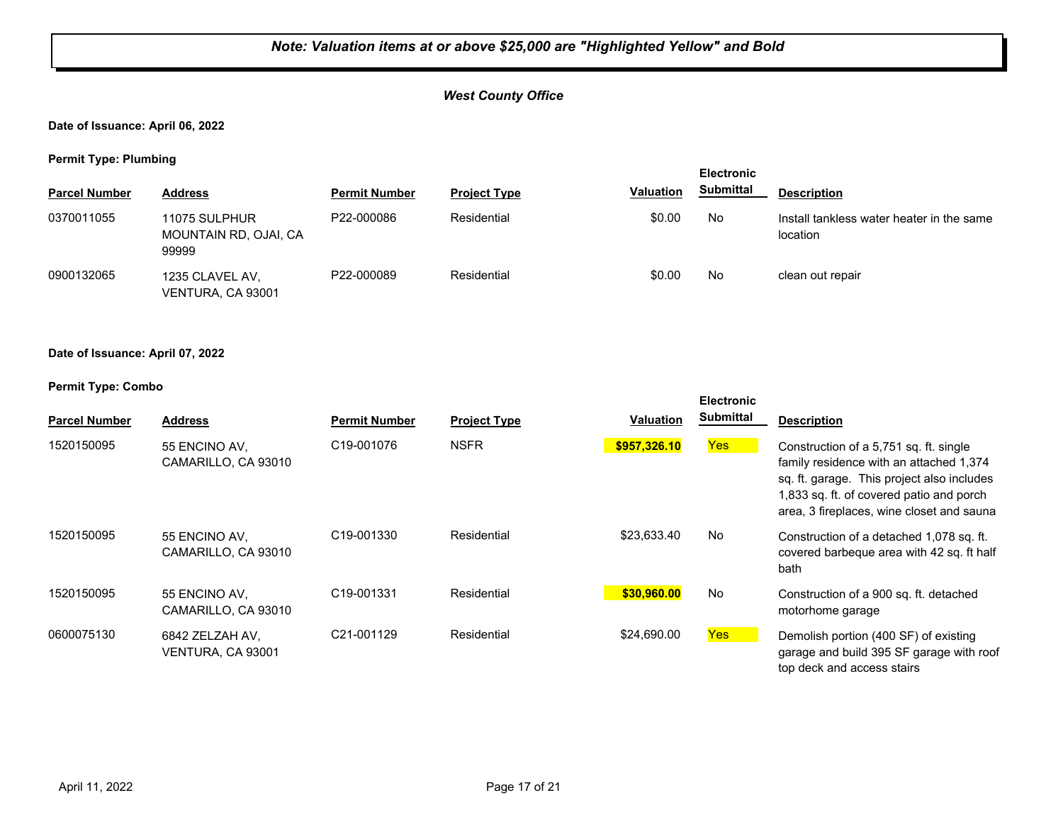***Note: Valuation items at or above $25,000 are "Highlighted Yellow" and Bold***

***West County Office***

**Date of Issuance: April 06, 2022**

**Permit Type: Plumbing**

| Parcel Number | Address | Permit Number | Project Type | Valuation | Electronic Submittal | Description |
|---|---|---|---|---|---|---|
| 0370011055 | 11075 SULPHUR MOUNTAIN RD, OJAI, CA 99999 | P22-000086 | Residential | $0.00 | No | Install tankless water heater in the same location |
| 0900132065 | 1235 CLAVEL AV, VENTURA, CA 93001 | P22-000089 | Residential | $0.00 | No | clean out repair |

**Date of Issuance: April 07, 2022**

**Permit Type: Combo**

| Parcel Number | Address | Permit Number | Project Type | Valuation | Electronic Submittal | Description |
|---|---|---|---|---|---|---|
| 1520150095 | 55 ENCINO AV, CAMARILLO, CA 93010 | C19-001076 | NSFR | **$957,326.10** | Yes | Construction of a 5,751 sq. ft. single family residence with an attached 1,374 sq. ft. garage. This project also includes 1,833 sq. ft. of covered patio and porch area, 3 fireplaces, wine closet and sauna |
| 1520150095 | 55 ENCINO AV, CAMARILLO, CA 93010 | C19-001330 | Residential | $23,633.40 | No | Construction of a detached 1,078 sq. ft. covered barbeque area with 42 sq. ft half bath |
| 1520150095 | 55 ENCINO AV, CAMARILLO, CA 93010 | C19-001331 | Residential | **$30,960.00** | No | Construction of a 900 sq. ft. detached motorhome garage |
| 0600075130 | 6842 ZELZAH AV, VENTURA, CA 93001 | C21-001129 | Residential | $24,690.00 | Yes | Demolish portion (400 SF) of existing garage and build 395 SF garage with roof top deck and access stairs |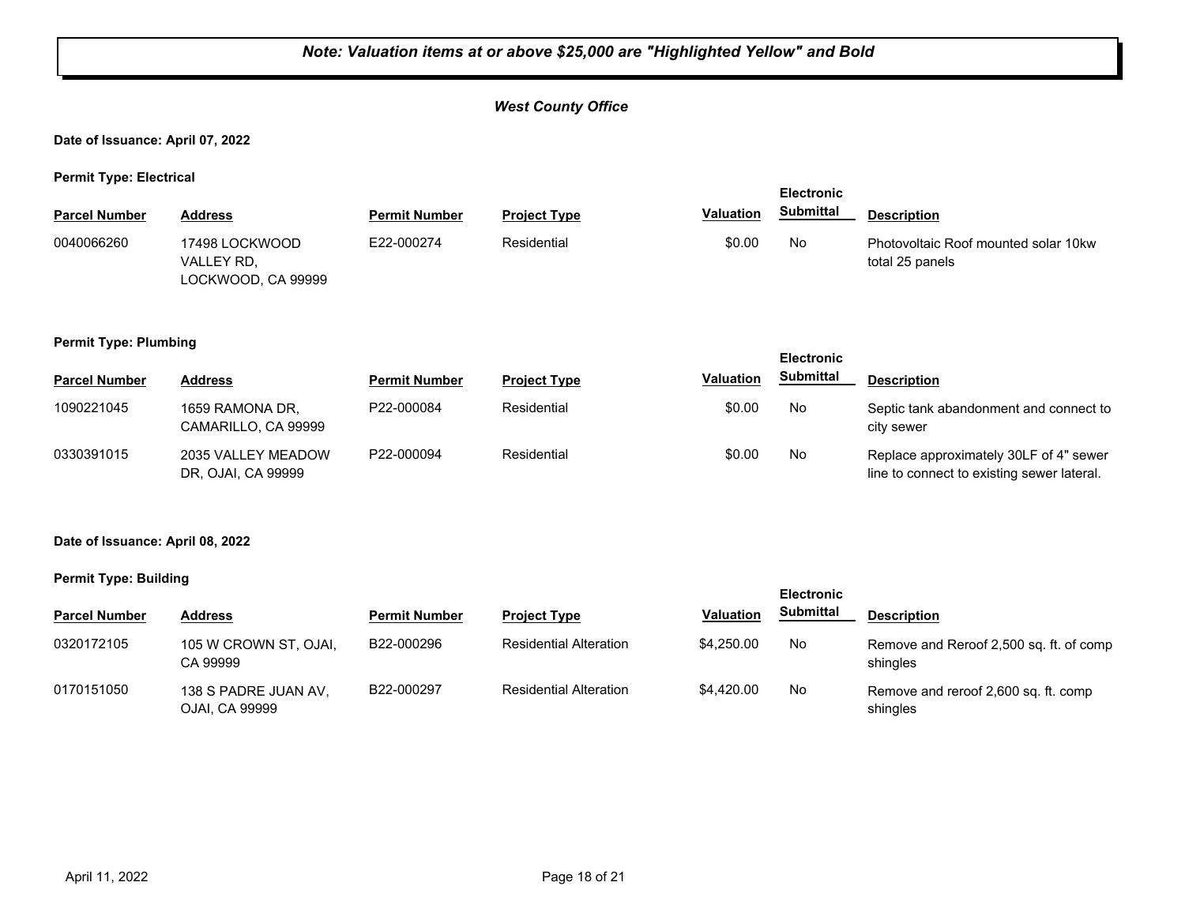*Note: Valuation items at or above $25,000 are "Highlighted Yellow" and Bold*

## *West County Office*

**Date of Issuance: April 07, 2022**

**Permit Type: Electrical**

| Parcel Number | Address | Permit Number | Project Type | Valuation | Electronic Submittal | Description |
|---|---|---|---|---|---|---|
| 0040066260 | 17498 LOCKWOOD VALLEY RD, LOCKWOOD, CA 99999 | E22-000274 | Residential | $0.00 | No | Photovoltaic Roof mounted solar 10kw total 25 panels |

**Permit Type: Plumbing**

| Parcel Number | Address | Permit Number | Project Type | Valuation | Electronic Submittal | Description |
|---|---|---|---|---|---|---|
| 1090221045 | 1659 RAMONA DR, CAMARILLO, CA 99999 | P22-000084 | Residential | $0.00 | No | Septic tank abandonment and connect to city sewer |
| 0330391015 | 2035 VALLEY MEADOW DR, OJAI, CA 99999 | P22-000094 | Residential | $0.00 | No | Replace approximately 30LF of 4" sewer line to connect to existing sewer lateral. |

**Date of Issuance: April 08, 2022**

**Permit Type: Building**

| Parcel Number | Address | Permit Number | Project Type | Valuation | Electronic Submittal | Description |
|---|---|---|---|---|---|---|
| 0320172105 | 105 W CROWN ST, OJAI, CA 99999 | B22-000296 | Residential Alteration | $4,250.00 | No | Remove and Reroof 2,500 sq. ft. of comp shingles |
| 0170151050 | 138 S PADRE JUAN AV, OJAI, CA 99999 | B22-000297 | Residential Alteration | $4,420.00 | No | Remove and reroof 2,600 sq. ft. comp shingles |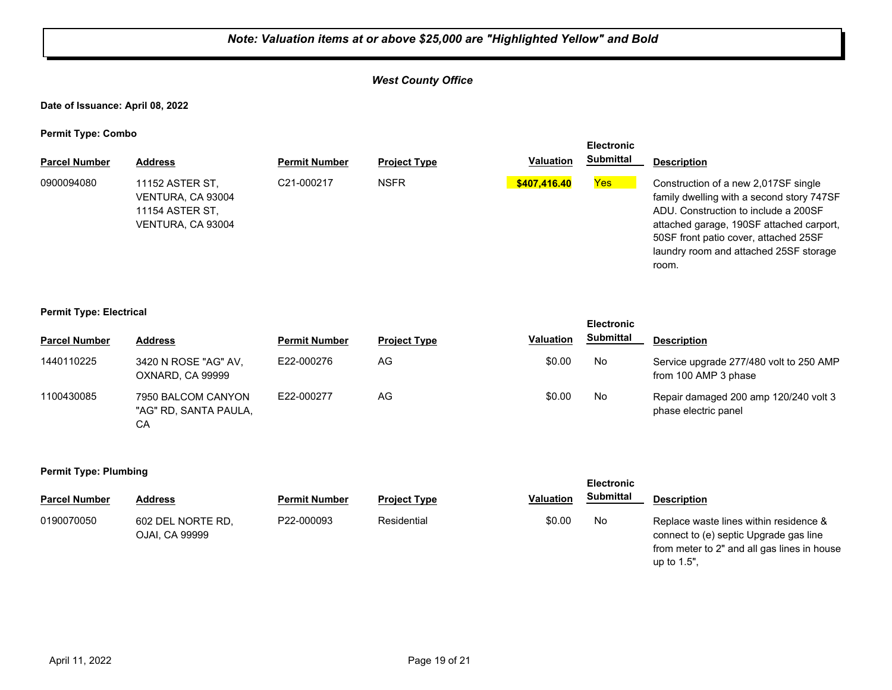***Note: Valuation items at or above $25,000 are "Highlighted Yellow" and Bold***

***West County Office***

**Date of Issuance: April 08, 2022**

**Permit Type: Combo**

| Parcel Number | Address | Permit Number | Project Type | Valuation | Electronic Submittal | Description |
|---|---|---|---|---|---|---|
| 0900094080 | 11152 ASTER ST, VENTURA, CA 93004 11154 ASTER ST, VENTURA, CA 93004 | C21-000217 | NSFR | **$407,416.40** | Yes | Construction of a new 2,017SF single family dwelling with a second story 747SF ADU. Construction to include a 200SF attached garage, 190SF attached carport, 50SF front patio cover, attached 25SF laundry room and attached 25SF storage room. |

**Permit Type: Electrical**

| Parcel Number | Address | Permit Number | Project Type | Valuation | Electronic Submittal | Description |
|---|---|---|---|---|---|---|
| 1440110225 | 3420 N ROSE "AG" AV, OXNARD, CA 99999 | E22-000276 | AG | $0.00 | No | Service upgrade 277/480 volt to 250 AMP from 100 AMP 3 phase |
| 1100430085 | 7950 BALCOM CANYON "AG" RD, SANTA PAULA, CA | E22-000277 | AG | $0.00 | No | Repair damaged 200 amp 120/240 volt 3 phase electric panel |

**Permit Type: Plumbing**

| Parcel Number | Address | Permit Number | Project Type | Valuation | Electronic Submittal | Description |
|---|---|---|---|---|---|---|
| 0190070050 | 602 DEL NORTE RD, OJAI, CA 99999 | P22-000093 | Residential | $0.00 | No | Replace waste lines within residence & connect to (e) septic Upgrade gas line from meter to 2" and all gas lines in house up to 1.5", |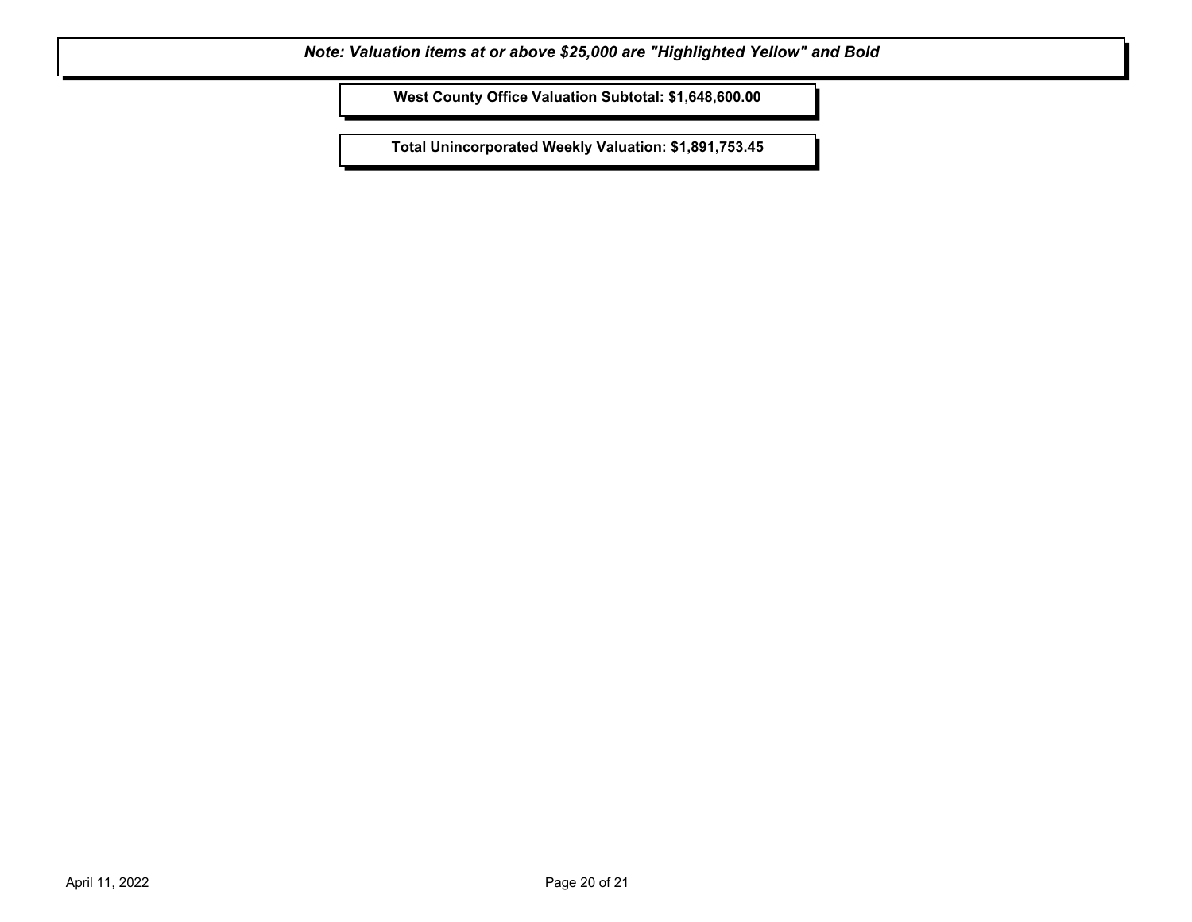***Note: Valuation items at or above $25,000 are "Highlighted Yellow" and Bold***

**West County Office Valuation Subtotal: $1,648,600.00**

**Total Unincorporated Weekly Valuation: $1,891,753.45**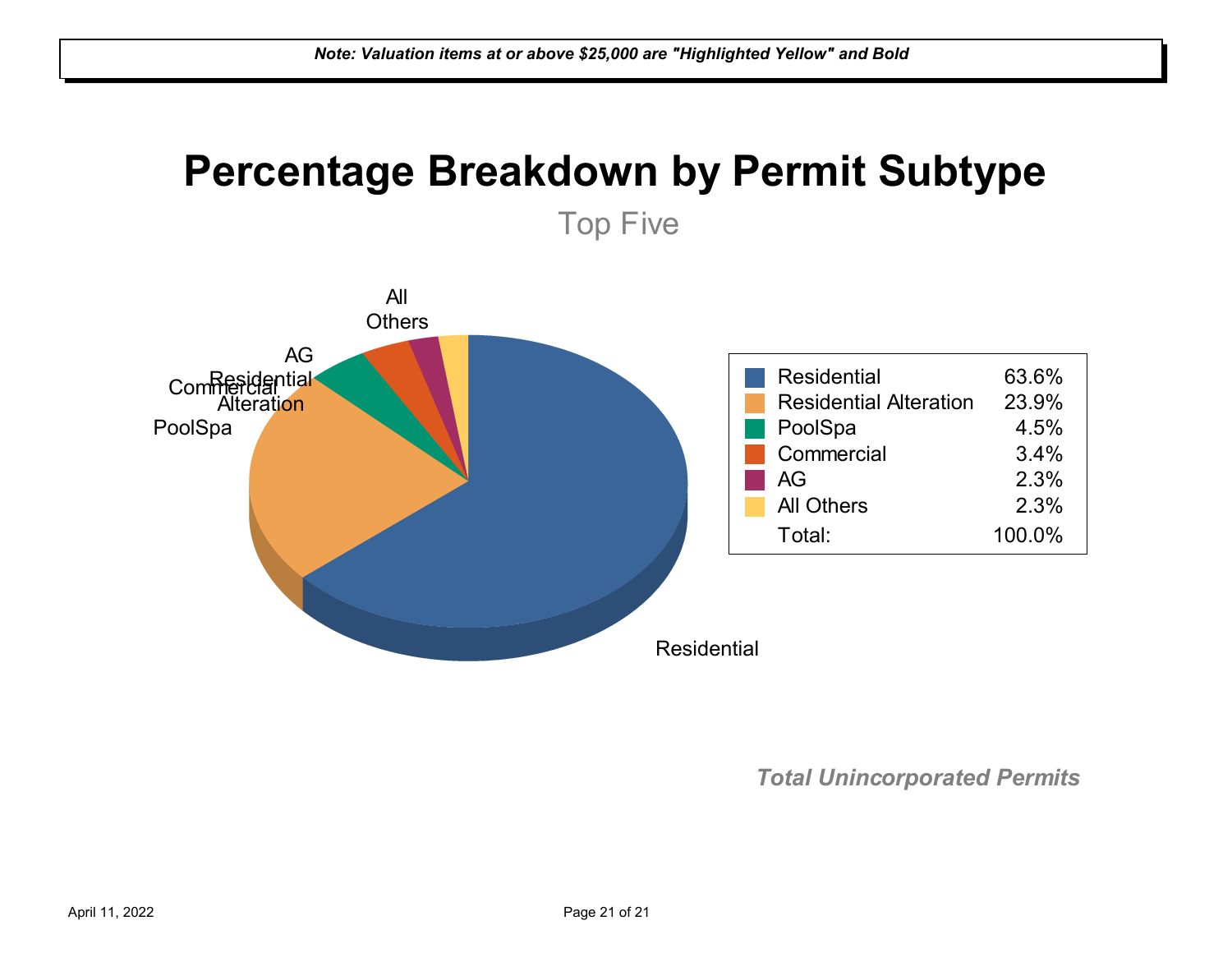**Note: Valuation items at or above $25,000 are "Highlighted Yellow" and Bold**

# Percentage Breakdown by Permit Subtype

Top Five

All Others
AG
Residential Alteration
Commercial
PoolSpa
Residential

Residential 63.6%
Residential Alteration 23.9%
PoolSpa 4.5%
Commercial 3.4%
AG 2.3%
All Others 2.3%
Total: 100.0%

*Total Unincorporated Permits*

April 11, 2022